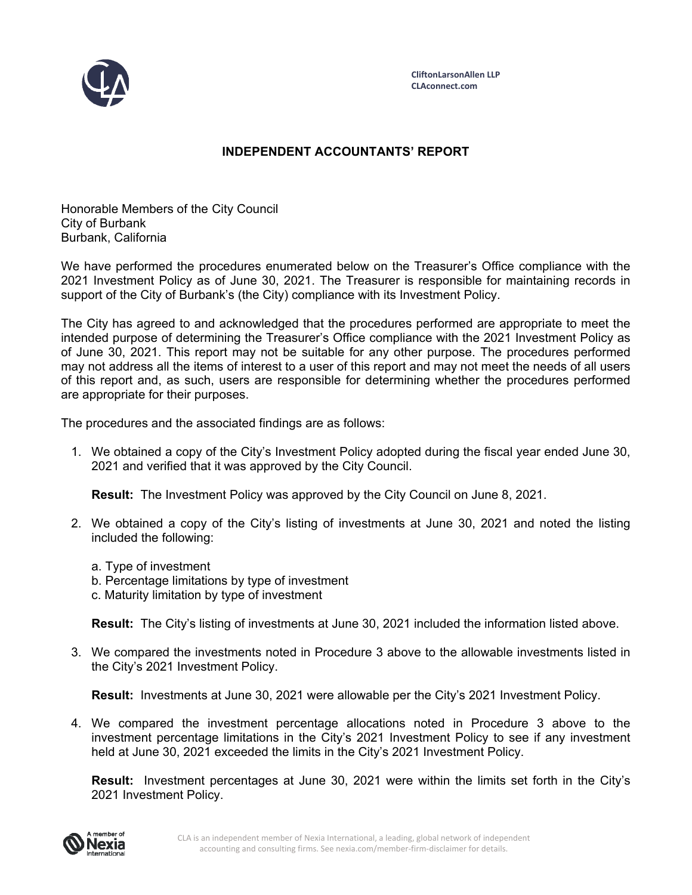CliftonLarsonAllen LLP
CLAconnect.com

## INDEPENDENT ACCOUNTANTS' REPORT

Honorable Members of the City Council
City of Burbank
Burbank, California

We have performed the procedures enumerated below on the Treasurer's Office compliance with the 2021 Investment Policy as of June 30, 2021. The Treasurer is responsible for maintaining records in support of the City of Burbank's (the City) compliance with its Investment Policy.

The City has agreed to and acknowledged that the procedures performed are appropriate to meet the intended purpose of determining the Treasurer's Office compliance with the 2021 Investment Policy as of June 30, 2021. This report may not be suitable for any other purpose. The procedures performed may not address all the items of interest to a user of this report and may not meet the needs of all users of this report and, as such, users are responsible for determining whether the procedures performed are appropriate for their purposes.

The procedures and the associated findings are as follows:

1. We obtained a copy of the City's Investment Policy adopted during the fiscal year ended June 30, 2021 and verified that it was approved by the City Council.

   **Result:** The Investment Policy was approved by the City Council on June 8, 2021.

2. We obtained a copy of the City's listing of investments at June 30, 2021 and noted the listing included the following:

   a. Type of investment
   b. Percentage limitations by type of investment
   c. Maturity limitation by type of investment

   **Result:** The City's listing of investments at June 30, 2021 included the information listed above.

3. We compared the investments noted in Procedure 3 above to the allowable investments listed in the City's 2021 Investment Policy.

   **Result:** Investments at June 30, 2021 were allowable per the City's 2021 Investment Policy.

4. We compared the investment percentage allocations noted in Procedure 3 above to the investment percentage limitations in the City's 2021 Investment Policy to see if any investment held at June 30, 2021 exceeded the limits in the City's 2021 Investment Policy.

   **Result:** Investment percentages at June 30, 2021 were within the limits set forth in the City's 2021 Investment Policy.

CLA is an independent member of Nexia International, a leading, global network of independent accounting and consulting firms. See nexia.com/member-firm-disclaimer for details.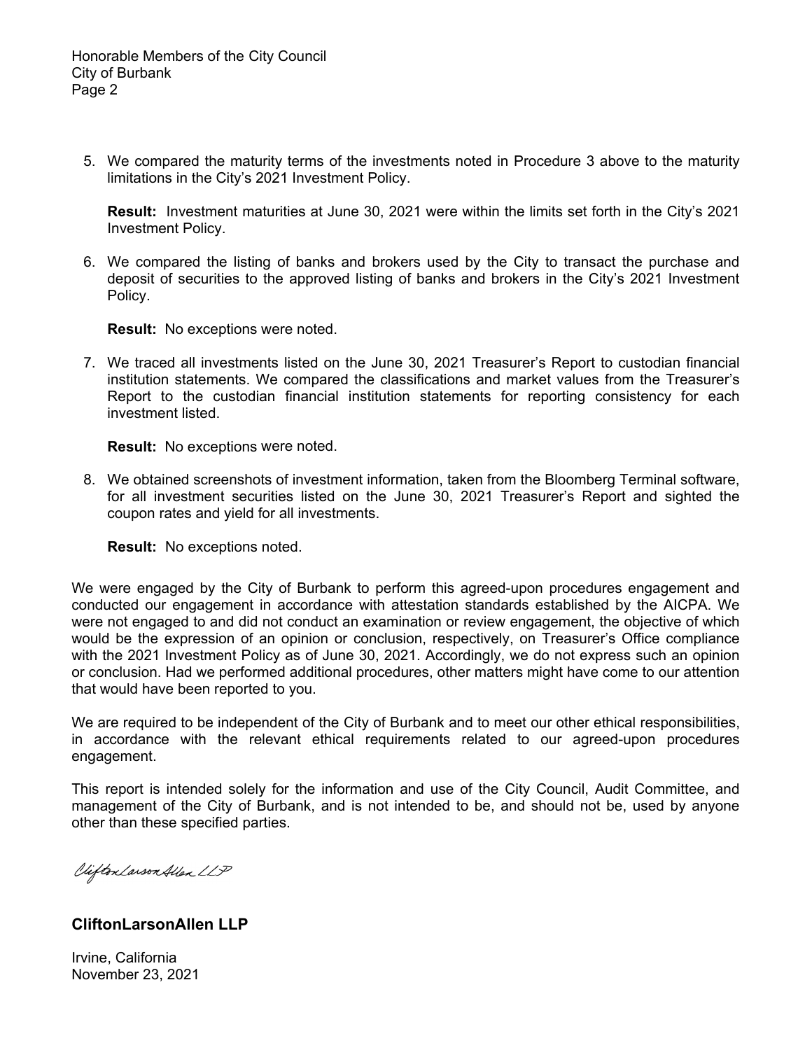Honorable Members of the City Council
City of Burbank
Page 2

5. We compared the maturity terms of the investments noted in Procedure 3 above to the maturity limitations in the City's 2021 Investment Policy.

   **Result:** Investment maturities at June 30, 2021 were within the limits set forth in the City's 2021 Investment Policy.

6. We compared the listing of banks and brokers used by the City to transact the purchase and deposit of securities to the approved listing of banks and brokers in the City's 2021 Investment Policy.

   **Result:** No exceptions were noted.

7. We traced all investments listed on the June 30, 2021 Treasurer's Report to custodian financial institution statements. We compared the classifications and market values from the Treasurer's Report to the custodian financial institution statements for reporting consistency for each investment listed.

   **Result:** No exceptions were noted.

8. We obtained screenshots of investment information, taken from the Bloomberg Terminal software, for all investment securities listed on the June 30, 2021 Treasurer's Report and sighted the coupon rates and yield for all investments.

   **Result:** No exceptions noted.

We were engaged by the City of Burbank to perform this agreed-upon procedures engagement and conducted our engagement in accordance with attestation standards established by the AICPA. We were not engaged to and did not conduct an examination or review engagement, the objective of which would be the expression of an opinion or conclusion, respectively, on Treasurer's Office compliance with the 2021 Investment Policy as of June 30, 2021. Accordingly, we do not express such an opinion or conclusion. Had we performed additional procedures, other matters might have come to our attention that would have been reported to you.

We are required to be independent of the City of Burbank and to meet our other ethical responsibilities, in accordance with the relevant ethical requirements related to our agreed-upon procedures engagement.

This report is intended solely for the information and use of the City Council, Audit Committee, and management of the City of Burbank, and is not intended to be, and should not be, used by anyone other than these specified parties.

CliftonLarsonAllen LLP

**CliftonLarsonAllen LLP**

Irvine, California
November 23, 2021